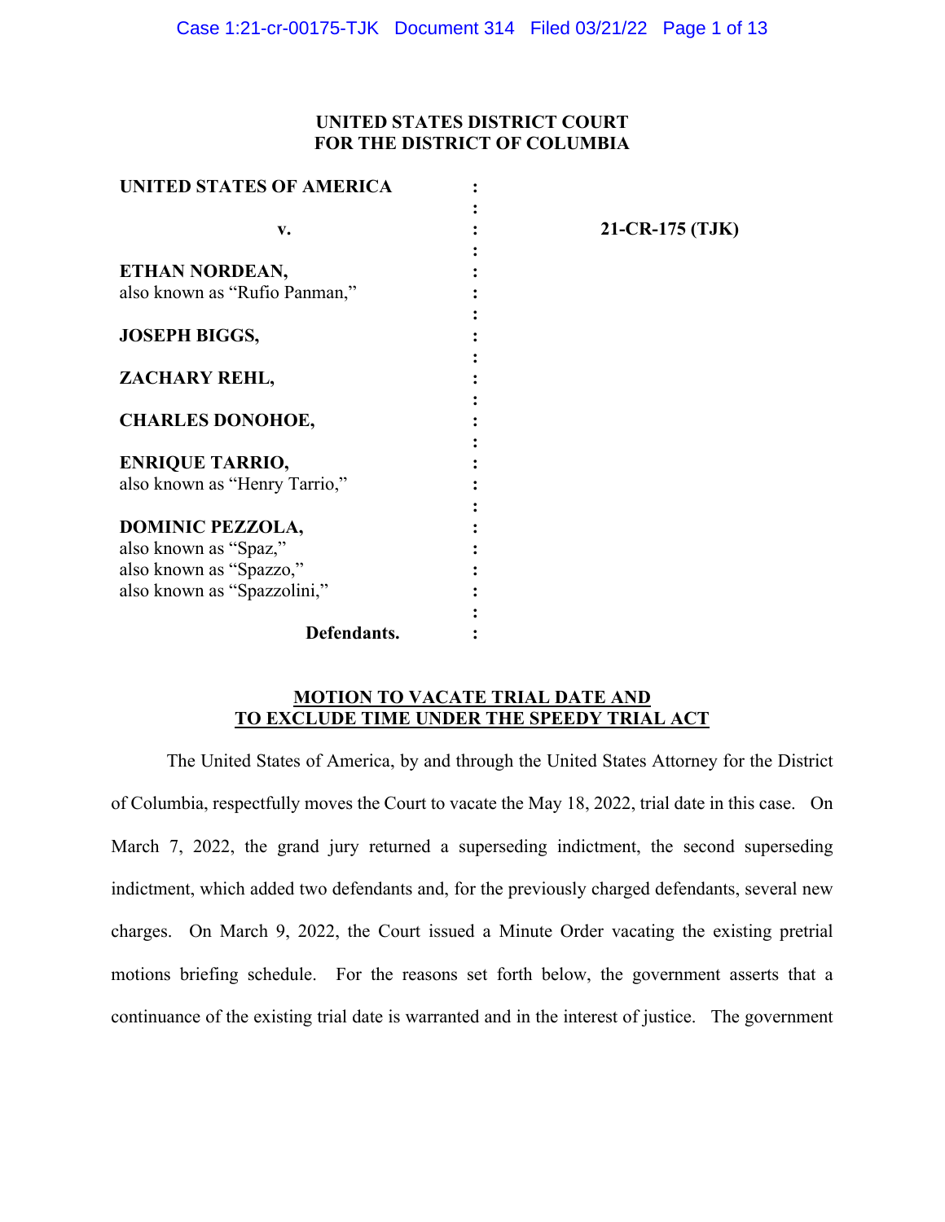**UNITED STATES DISTRICT COURT**
**FOR THE DISTRICT OF COLUMBIA**

| | | |
|---|---|---|
| **UNITED STATES OF AMERICA** | : | |
| | : | |
| **v.** | : | **21-CR-175 (TJK)** |
| | : | |
| **ETHAN NORDEAN,** | : | |
| also known as "Rufio Panman," | : | |
| | : | |
| **JOSEPH BIGGS,** | : | |
| | : | |
| **ZACHARY REHL,** | : | |
| | : | |
| **CHARLES DONOHOE,** | : | |
| | : | |
| **ENRIQUE TARRIO,** | : | |
| also known as "Henry Tarrio," | : | |
| | : | |
| **DOMINIC PEZZOLA,** | : | |
| also known as "Spaz," | : | |
| also known as "Spazzo," | : | |
| also known as "Spazzolini," | : | |
| | : | |
| **Defendants.** | : | |

## MOTION TO VACATE TRIAL DATE AND TO EXCLUDE TIME UNDER THE SPEEDY TRIAL ACT

The United States of America, by and through the United States Attorney for the District of Columbia, respectfully moves the Court to vacate the May 18, 2022, trial date in this case. On March 7, 2022, the grand jury returned a superseding indictment, the second superseding indictment, which added two defendants and, for the previously charged defendants, several new charges. On March 9, 2022, the Court issued a Minute Order vacating the existing pretrial motions briefing schedule. For the reasons set forth below, the government asserts that a continuance of the existing trial date is warranted and in the interest of justice. The government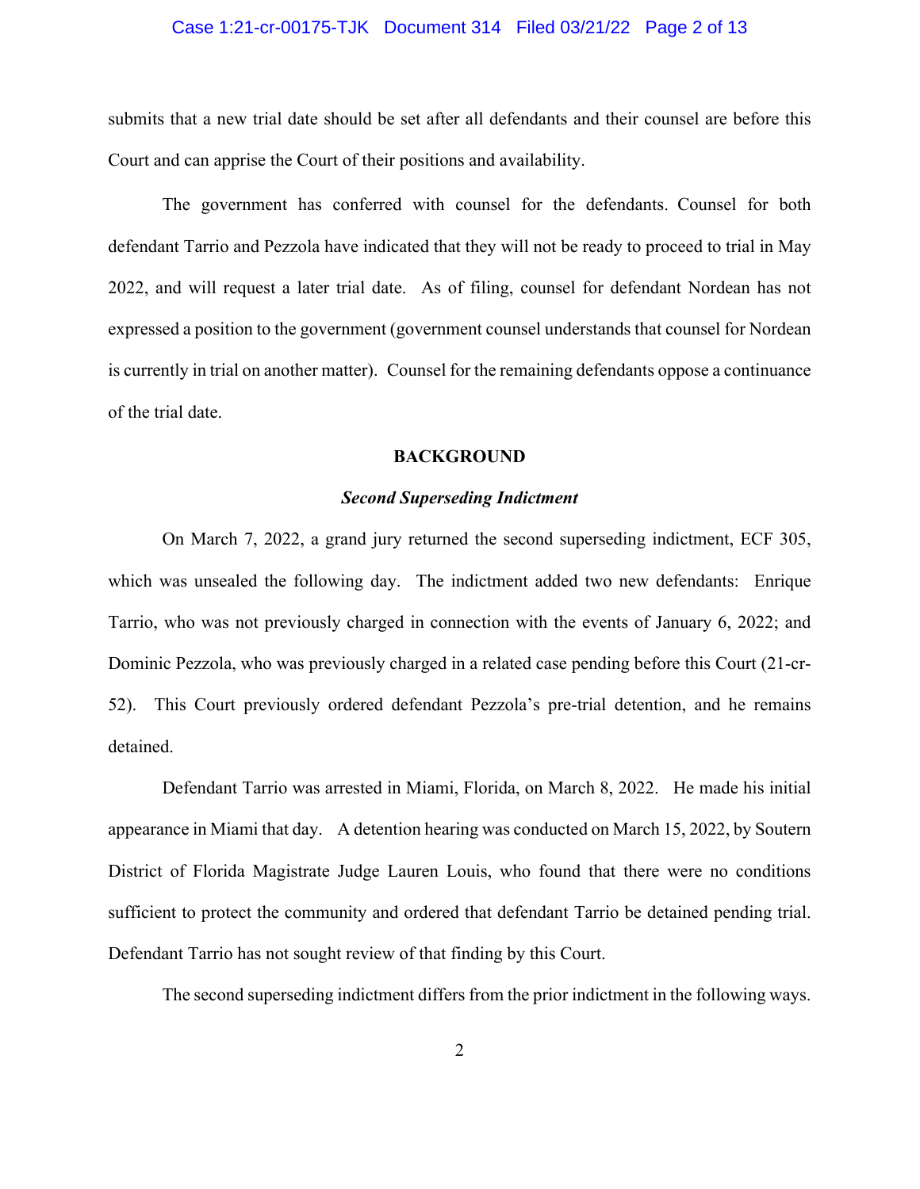submits that a new trial date should be set after all defendants and their counsel are before this Court and can apprise the Court of their positions and availability.

The government has conferred with counsel for the defendants. Counsel for both defendant Tarrio and Pezzola have indicated that they will not be ready to proceed to trial in May 2022, and will request a later trial date. As of filing, counsel for defendant Nordean has not expressed a position to the government (government counsel understands that counsel for Nordean is currently in trial on another matter). Counsel for the remaining defendants oppose a continuance of the trial date.

## BACKGROUND

### *Second Superseding Indictment*

On March 7, 2022, a grand jury returned the second superseding indictment, ECF 305, which was unsealed the following day. The indictment added two new defendants: Enrique Tarrio, who was not previously charged in connection with the events of January 6, 2022; and Dominic Pezzola, who was previously charged in a related case pending before this Court (21-cr-52). This Court previously ordered defendant Pezzola's pre-trial detention, and he remains detained.

Defendant Tarrio was arrested in Miami, Florida, on March 8, 2022. He made his initial appearance in Miami that day. A detention hearing was conducted on March 15, 2022, by Soutern District of Florida Magistrate Judge Lauren Louis, who found that there were no conditions sufficient to protect the community and ordered that defendant Tarrio be detained pending trial. Defendant Tarrio has not sought review of that finding by this Court.

The second superseding indictment differs from the prior indictment in the following ways.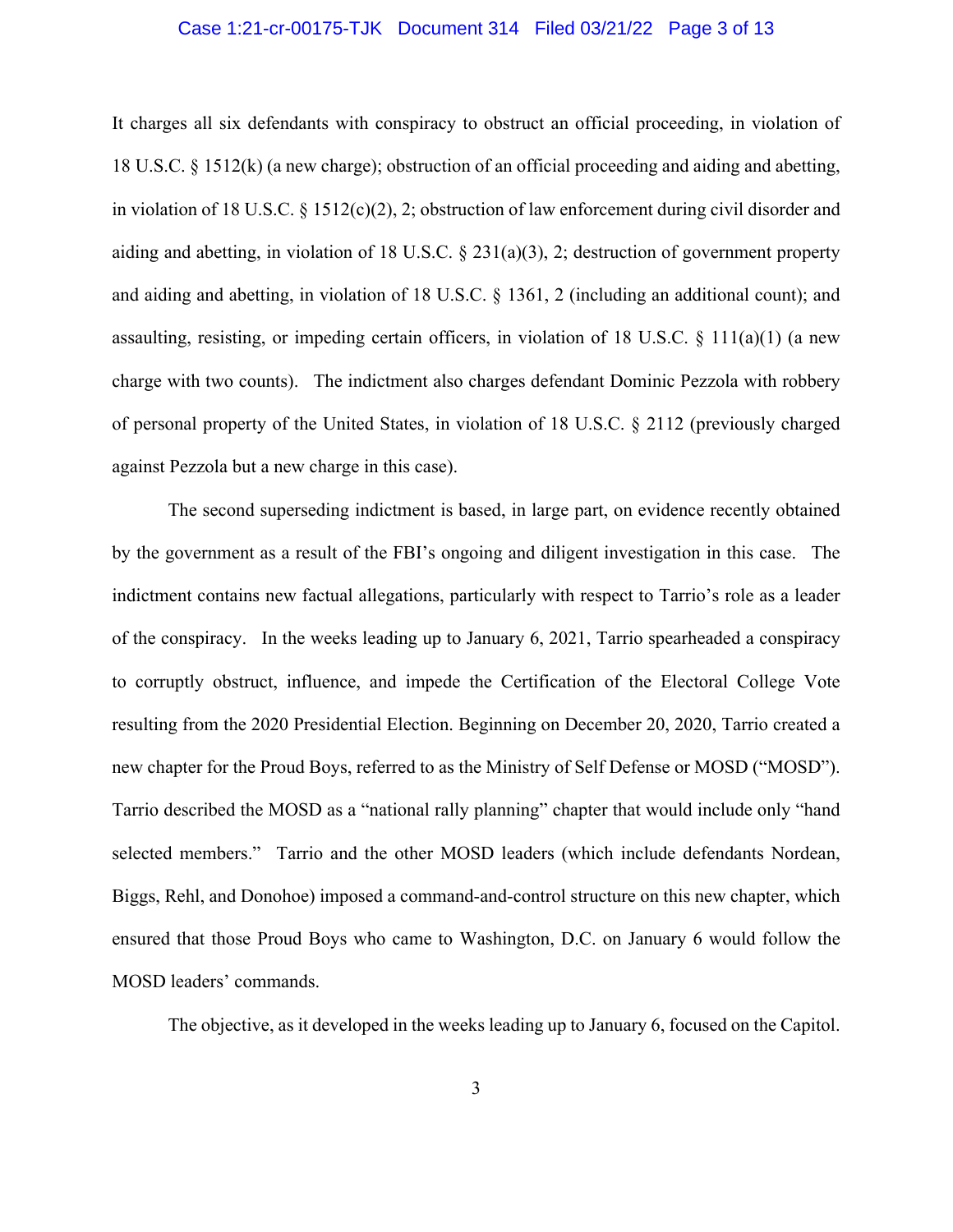It charges all six defendants with conspiracy to obstruct an official proceeding, in violation of 18 U.S.C. § 1512(k) (a new charge); obstruction of an official proceeding and aiding and abetting, in violation of 18 U.S.C. § 1512(c)(2), 2; obstruction of law enforcement during civil disorder and aiding and abetting, in violation of 18 U.S.C. § 231(a)(3), 2; destruction of government property and aiding and abetting, in violation of 18 U.S.C. § 1361, 2 (including an additional count); and assaulting, resisting, or impeding certain officers, in violation of 18 U.S.C. § 111(a)(1) (a new charge with two counts). The indictment also charges defendant Dominic Pezzola with robbery of personal property of the United States, in violation of 18 U.S.C. § 2112 (previously charged against Pezzola but a new charge in this case).

The second superseding indictment is based, in large part, on evidence recently obtained by the government as a result of the FBI's ongoing and diligent investigation in this case. The indictment contains new factual allegations, particularly with respect to Tarrio's role as a leader of the conspiracy. In the weeks leading up to January 6, 2021, Tarrio spearheaded a conspiracy to corruptly obstruct, influence, and impede the Certification of the Electoral College Vote resulting from the 2020 Presidential Election. Beginning on December 20, 2020, Tarrio created a new chapter for the Proud Boys, referred to as the Ministry of Self Defense or MOSD ("MOSD"). Tarrio described the MOSD as a "national rally planning" chapter that would include only "hand selected members." Tarrio and the other MOSD leaders (which include defendants Nordean, Biggs, Rehl, and Donohoe) imposed a command-and-control structure on this new chapter, which ensured that those Proud Boys who came to Washington, D.C. on January 6 would follow the MOSD leaders' commands.

The objective, as it developed in the weeks leading up to January 6, focused on the Capitol.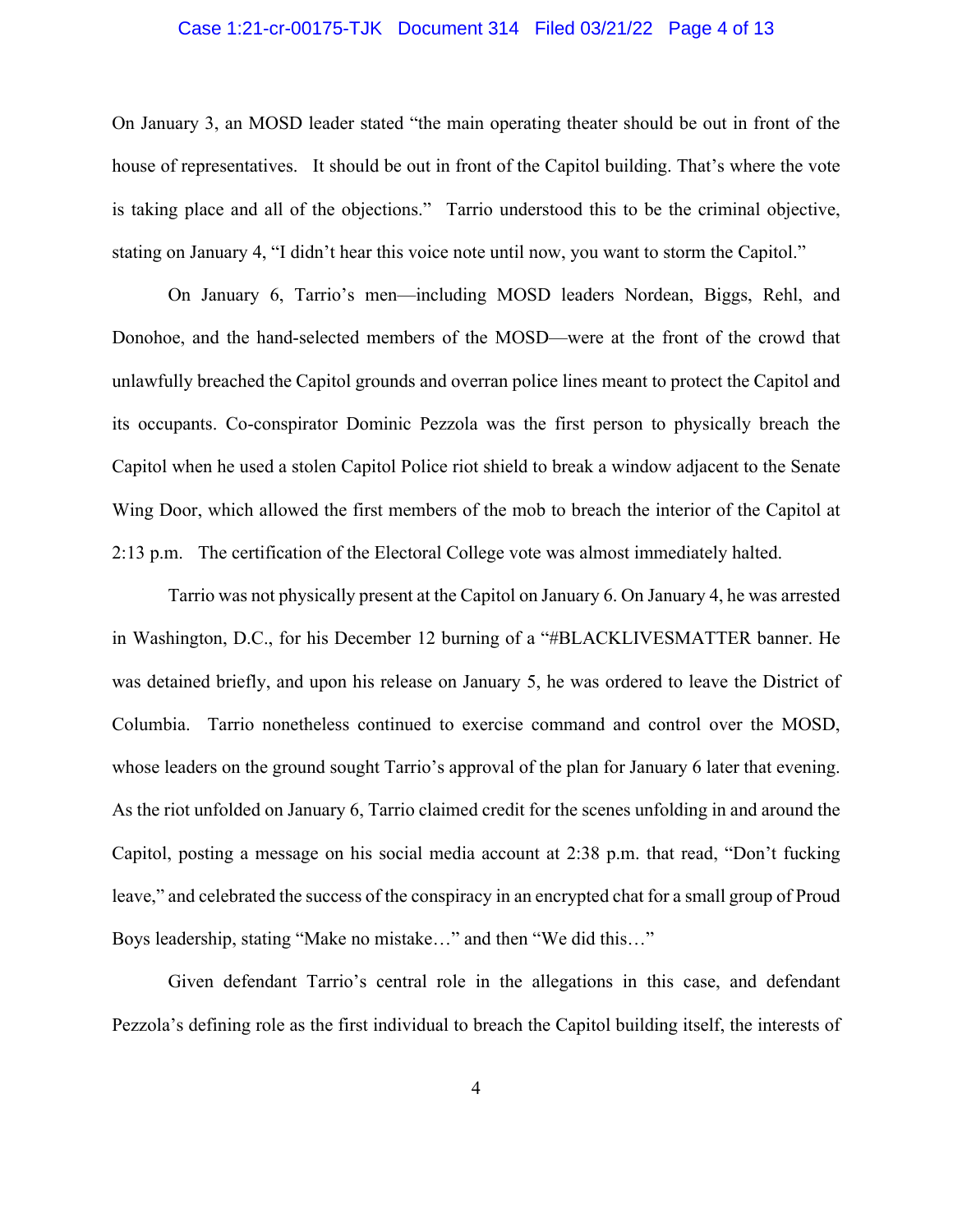On January 3, an MOSD leader stated "the main operating theater should be out in front of the house of representatives. It should be out in front of the Capitol building. That's where the vote is taking place and all of the objections." Tarrio understood this to be the criminal objective, stating on January 4, "I didn't hear this voice note until now, you want to storm the Capitol."

On January 6, Tarrio's men—including MOSD leaders Nordean, Biggs, Rehl, and Donohoe, and the hand-selected members of the MOSD—were at the front of the crowd that unlawfully breached the Capitol grounds and overran police lines meant to protect the Capitol and its occupants. Co-conspirator Dominic Pezzola was the first person to physically breach the Capitol when he used a stolen Capitol Police riot shield to break a window adjacent to the Senate Wing Door, which allowed the first members of the mob to breach the interior of the Capitol at 2:13 p.m. The certification of the Electoral College vote was almost immediately halted.

Tarrio was not physically present at the Capitol on January 6. On January 4, he was arrested in Washington, D.C., for his December 12 burning of a "#BLACKLIVESMATTER banner. He was detained briefly, and upon his release on January 5, he was ordered to leave the District of Columbia. Tarrio nonetheless continued to exercise command and control over the MOSD, whose leaders on the ground sought Tarrio's approval of the plan for January 6 later that evening. As the riot unfolded on January 6, Tarrio claimed credit for the scenes unfolding in and around the Capitol, posting a message on his social media account at 2:38 p.m. that read, "Don't fucking leave," and celebrated the success of the conspiracy in an encrypted chat for a small group of Proud Boys leadership, stating "Make no mistake…" and then "We did this…"

Given defendant Tarrio's central role in the allegations in this case, and defendant Pezzola's defining role as the first individual to breach the Capitol building itself, the interests of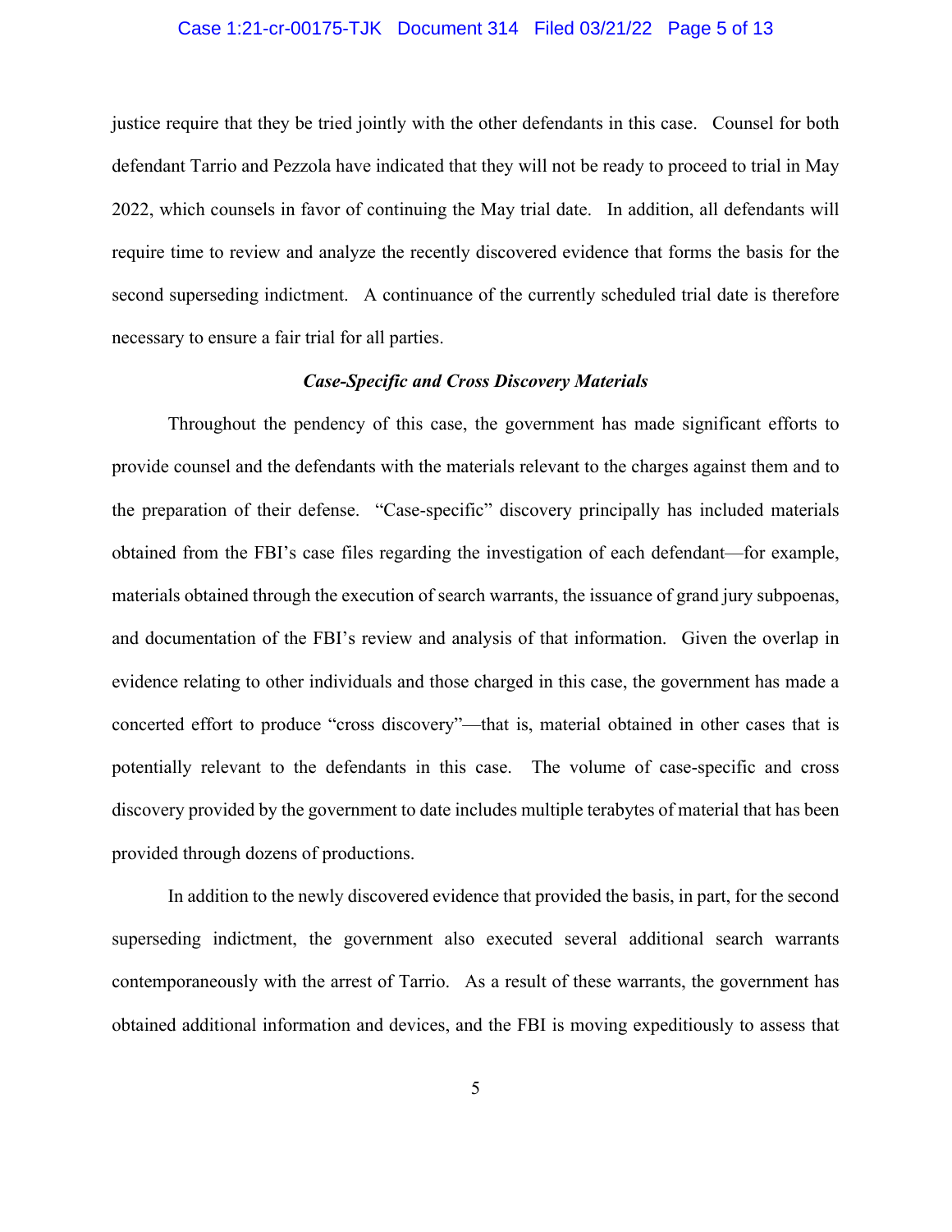justice require that they be tried jointly with the other defendants in this case. Counsel for both defendant Tarrio and Pezzola have indicated that they will not be ready to proceed to trial in May 2022, which counsels in favor of continuing the May trial date. In addition, all defendants will require time to review and analyze the recently discovered evidence that forms the basis for the second superseding indictment. A continuance of the currently scheduled trial date is therefore necessary to ensure a fair trial for all parties.

### *Case-Specific and Cross Discovery Materials*

Throughout the pendency of this case, the government has made significant efforts to provide counsel and the defendants with the materials relevant to the charges against them and to the preparation of their defense. "Case-specific" discovery principally has included materials obtained from the FBI's case files regarding the investigation of each defendant—for example, materials obtained through the execution of search warrants, the issuance of grand jury subpoenas, and documentation of the FBI's review and analysis of that information. Given the overlap in evidence relating to other individuals and those charged in this case, the government has made a concerted effort to produce "cross discovery"—that is, material obtained in other cases that is potentially relevant to the defendants in this case. The volume of case-specific and cross discovery provided by the government to date includes multiple terabytes of material that has been provided through dozens of productions.

In addition to the newly discovered evidence that provided the basis, in part, for the second superseding indictment, the government also executed several additional search warrants contemporaneously with the arrest of Tarrio. As a result of these warrants, the government has obtained additional information and devices, and the FBI is moving expeditiously to assess that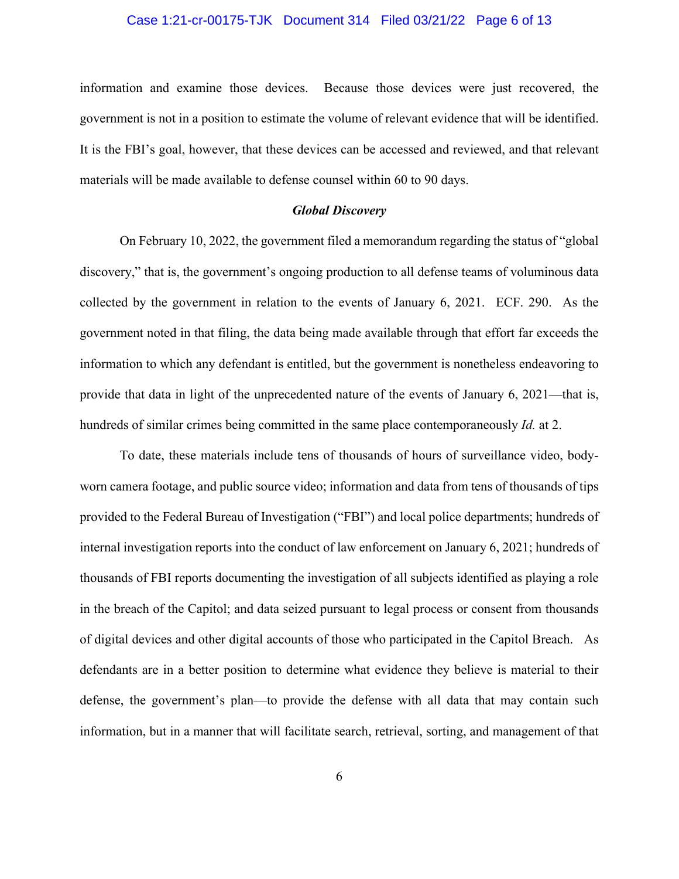information and examine those devices. Because those devices were just recovered, the government is not in a position to estimate the volume of relevant evidence that will be identified. It is the FBI's goal, however, that these devices can be accessed and reviewed, and that relevant materials will be made available to defense counsel within 60 to 90 days.

### ***Global Discovery***

On February 10, 2022, the government filed a memorandum regarding the status of "global discovery," that is, the government's ongoing production to all defense teams of voluminous data collected by the government in relation to the events of January 6, 2021. ECF. 290. As the government noted in that filing, the data being made available through that effort far exceeds the information to which any defendant is entitled, but the government is nonetheless endeavoring to provide that data in light of the unprecedented nature of the events of January 6, 2021—that is, hundreds of similar crimes being committed in the same place contemporaneously *Id.* at 2.

To date, these materials include tens of thousands of hours of surveillance video, body-worn camera footage, and public source video; information and data from tens of thousands of tips provided to the Federal Bureau of Investigation ("FBI") and local police departments; hundreds of internal investigation reports into the conduct of law enforcement on January 6, 2021; hundreds of thousands of FBI reports documenting the investigation of all subjects identified as playing a role in the breach of the Capitol; and data seized pursuant to legal process or consent from thousands of digital devices and other digital accounts of those who participated in the Capitol Breach. As defendants are in a better position to determine what evidence they believe is material to their defense, the government's plan—to provide the defense with all data that may contain such information, but in a manner that will facilitate search, retrieval, sorting, and management of that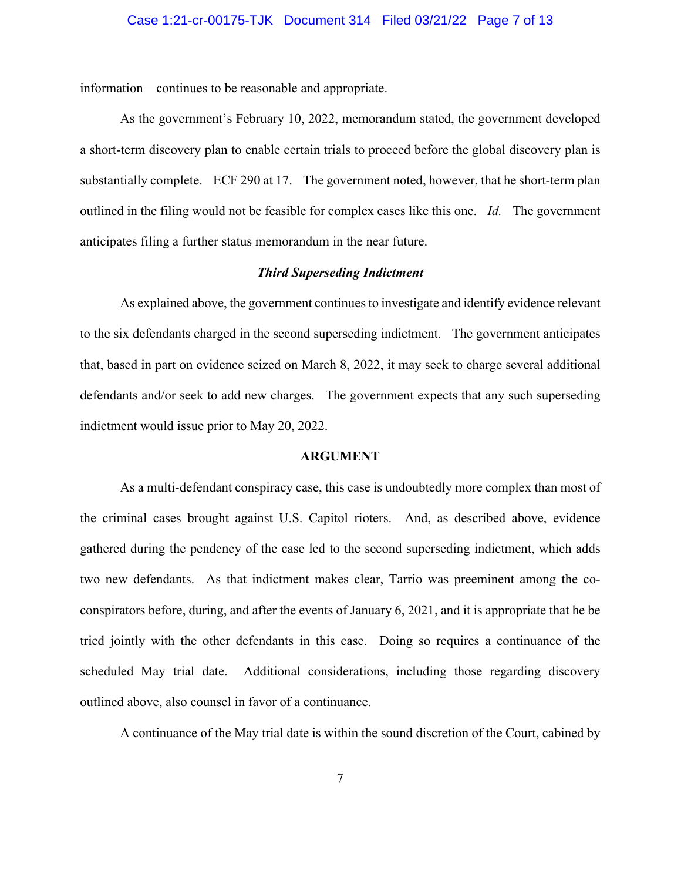information—continues to be reasonable and appropriate.

As the government's February 10, 2022, memorandum stated, the government developed a short-term discovery plan to enable certain trials to proceed before the global discovery plan is substantially complete. ECF 290 at 17. The government noted, however, that he short-term plan outlined in the filing would not be feasible for complex cases like this one. *Id.* The government anticipates filing a further status memorandum in the near future.

***Third Superseding Indictment***

As explained above, the government continues to investigate and identify evidence relevant to the six defendants charged in the second superseding indictment. The government anticipates that, based in part on evidence seized on March 8, 2022, it may seek to charge several additional defendants and/or seek to add new charges. The government expects that any such superseding indictment would issue prior to May 20, 2022.

**ARGUMENT**

As a multi-defendant conspiracy case, this case is undoubtedly more complex than most of the criminal cases brought against U.S. Capitol rioters. And, as described above, evidence gathered during the pendency of the case led to the second superseding indictment, which adds two new defendants. As that indictment makes clear, Tarrio was preeminent among the co-conspirators before, during, and after the events of January 6, 2021, and it is appropriate that he be tried jointly with the other defendants in this case. Doing so requires a continuance of the scheduled May trial date. Additional considerations, including those regarding discovery outlined above, also counsel in favor of a continuance.

A continuance of the May trial date is within the sound discretion of the Court, cabined by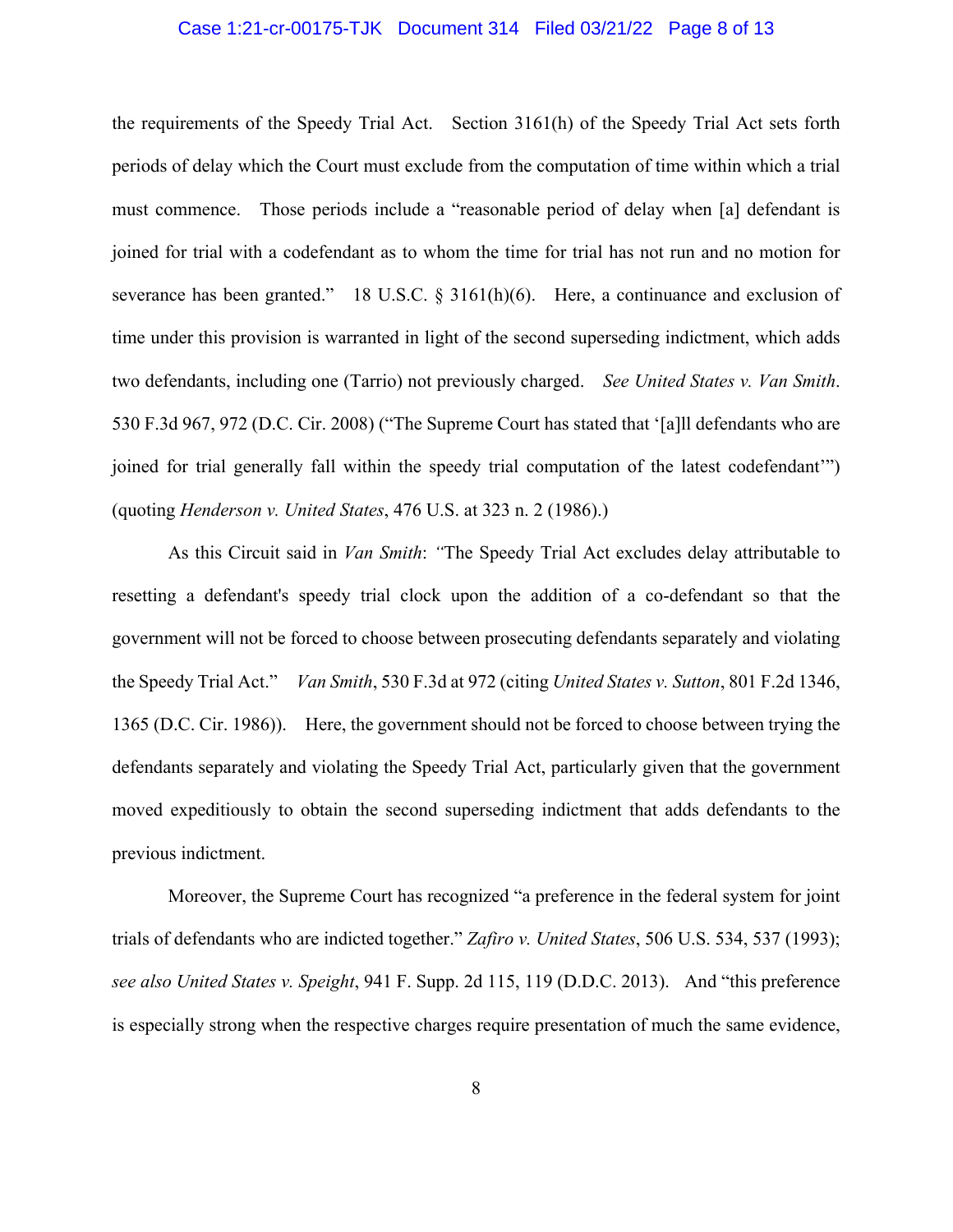the requirements of the Speedy Trial Act. Section 3161(h) of the Speedy Trial Act sets forth periods of delay which the Court must exclude from the computation of time within which a trial must commence. Those periods include a "reasonable period of delay when [a] defendant is joined for trial with a codefendant as to whom the time for trial has not run and no motion for severance has been granted." 18 U.S.C. § 3161(h)(6). Here, a continuance and exclusion of time under this provision is warranted in light of the second superseding indictment, which adds two defendants, including one (Tarrio) not previously charged. *See United States v. Van Smith*. 530 F.3d 967, 972 (D.C. Cir. 2008) ("The Supreme Court has stated that '[a]ll defendants who are joined for trial generally fall within the speedy trial computation of the latest codefendant'") (quoting *Henderson v. United States*, 476 U.S. at 323 n. 2 (1986).)

As this Circuit said in *Van Smith*: "The Speedy Trial Act excludes delay attributable to resetting a defendant's speedy trial clock upon the addition of a co-defendant so that the government will not be forced to choose between prosecuting defendants separately and violating the Speedy Trial Act." *Van Smith*, 530 F.3d at 972 (citing *United States v. Sutton*, 801 F.2d 1346, 1365 (D.C. Cir. 1986)). Here, the government should not be forced to choose between trying the defendants separately and violating the Speedy Trial Act, particularly given that the government moved expeditiously to obtain the second superseding indictment that adds defendants to the previous indictment.

Moreover, the Supreme Court has recognized "a preference in the federal system for joint trials of defendants who are indicted together." *Zafiro v. United States*, 506 U.S. 534, 537 (1993); *see also United States v. Speight*, 941 F. Supp. 2d 115, 119 (D.D.C. 2013). And "this preference is especially strong when the respective charges require presentation of much the same evidence,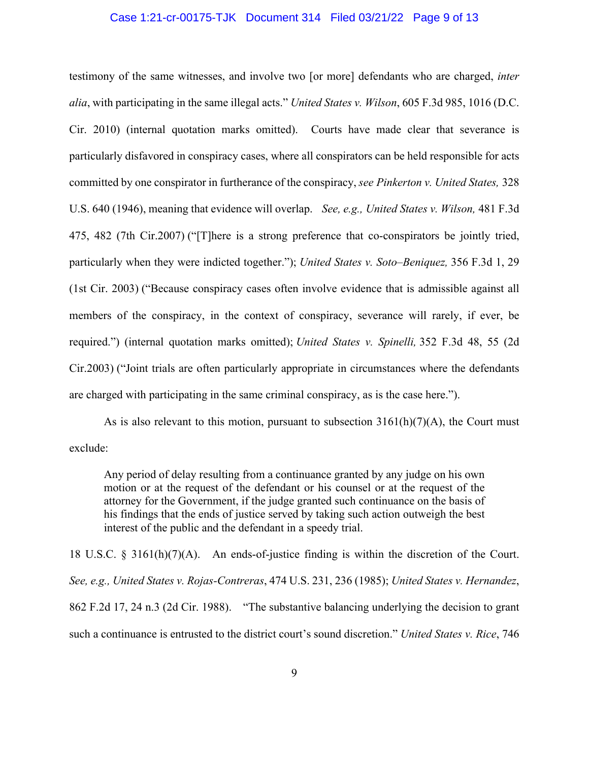testimony of the same witnesses, and involve two [or more] defendants who are charged, *inter alia*, with participating in the same illegal acts." *United States v. Wilson*, 605 F.3d 985, 1016 (D.C. Cir. 2010) (internal quotation marks omitted). Courts have made clear that severance is particularly disfavored in conspiracy cases, where all conspirators can be held responsible for acts committed by one conspirator in furtherance of the conspiracy, *see Pinkerton v. United States,* 328 U.S. 640 (1946), meaning that evidence will overlap. *See, e.g., United States v. Wilson,* 481 F.3d 475, 482 (7th Cir.2007) ("[T]here is a strong preference that co-conspirators be jointly tried, particularly when they were indicted together."); *United States v. Soto–Beniquez,* 356 F.3d 1, 29 (1st Cir. 2003) ("Because conspiracy cases often involve evidence that is admissible against all members of the conspiracy, in the context of conspiracy, severance will rarely, if ever, be required.") (internal quotation marks omitted); *United States v. Spinelli,* 352 F.3d 48, 55 (2d Cir.2003) ("Joint trials are often particularly appropriate in circumstances where the defendants are charged with participating in the same criminal conspiracy, as is the case here.").

As is also relevant to this motion, pursuant to subsection 3161(h)(7)(A), the Court must exclude:

> Any period of delay resulting from a continuance granted by any judge on his own motion or at the request of the defendant or his counsel or at the request of the attorney for the Government, if the judge granted such continuance on the basis of his findings that the ends of justice served by taking such action outweigh the best interest of the public and the defendant in a speedy trial.

18 U.S.C. § 3161(h)(7)(A). An ends-of-justice finding is within the discretion of the Court. *See, e.g., United States v. Rojas-Contreras*, 474 U.S. 231, 236 (1985); *United States v. Hernandez*, 862 F.2d 17, 24 n.3 (2d Cir. 1988). "The substantive balancing underlying the decision to grant such a continuance is entrusted to the district court's sound discretion." *United States v. Rice*, 746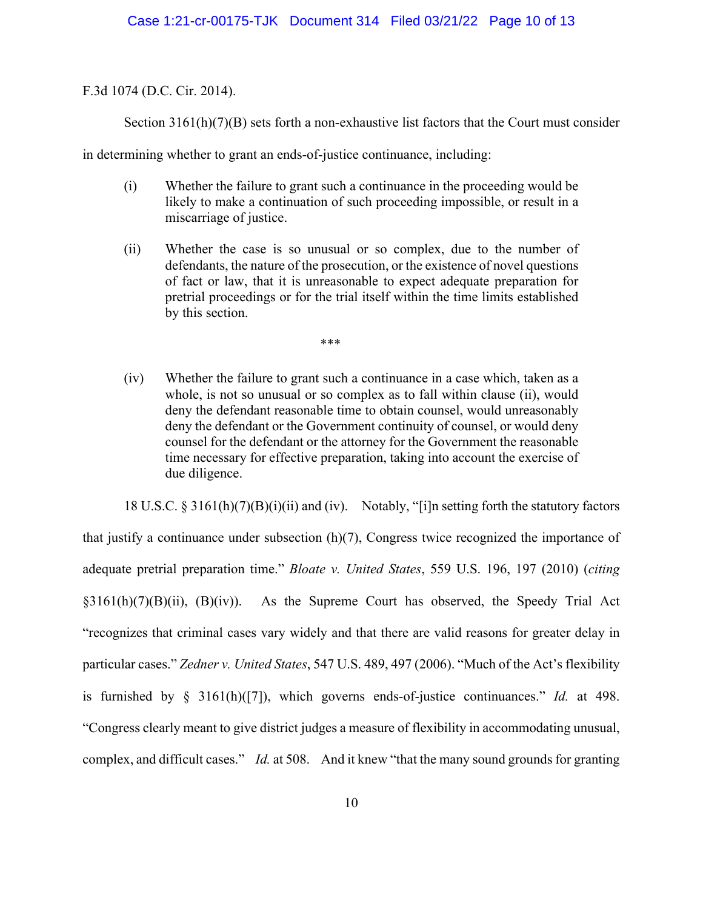F.3d 1074 (D.C. Cir. 2014).

Section 3161(h)(7)(B) sets forth a non-exhaustive list factors that the Court must consider in determining whether to grant an ends-of-justice continuance, including:

> (i) Whether the failure to grant such a continuance in the proceeding would be likely to make a continuation of such proceeding impossible, or result in a miscarriage of justice.
>
> (ii) Whether the case is so unusual or so complex, due to the number of defendants, the nature of the prosecution, or the existence of novel questions of fact or law, that it is unreasonable to expect adequate preparation for pretrial proceedings or for the trial itself within the time limits established by this section.
>
> ***
>
> (iv) Whether the failure to grant such a continuance in a case which, taken as a whole, is not so unusual or so complex as to fall within clause (ii), would deny the defendant reasonable time to obtain counsel, would unreasonably deny the defendant or the Government continuity of counsel, or would deny counsel for the defendant or the attorney for the Government the reasonable time necessary for effective preparation, taking into account the exercise of due diligence.

18 U.S.C. § 3161(h)(7)(B)(i)(ii) and (iv). Notably, "[i]n setting forth the statutory factors that justify a continuance under subsection (h)(7), Congress twice recognized the importance of adequate pretrial preparation time." *Bloate v. United States*, 559 U.S. 196, 197 (2010) (*citing* §3161(h)(7)(B)(ii), (B)(iv)). As the Supreme Court has observed, the Speedy Trial Act "recognizes that criminal cases vary widely and that there are valid reasons for greater delay in particular cases." *Zedner v. United States*, 547 U.S. 489, 497 (2006). "Much of the Act's flexibility is furnished by § 3161(h)([7]), which governs ends-of-justice continuances." *Id.* at 498. "Congress clearly meant to give district judges a measure of flexibility in accommodating unusual, complex, and difficult cases." *Id.* at 508. And it knew "that the many sound grounds for granting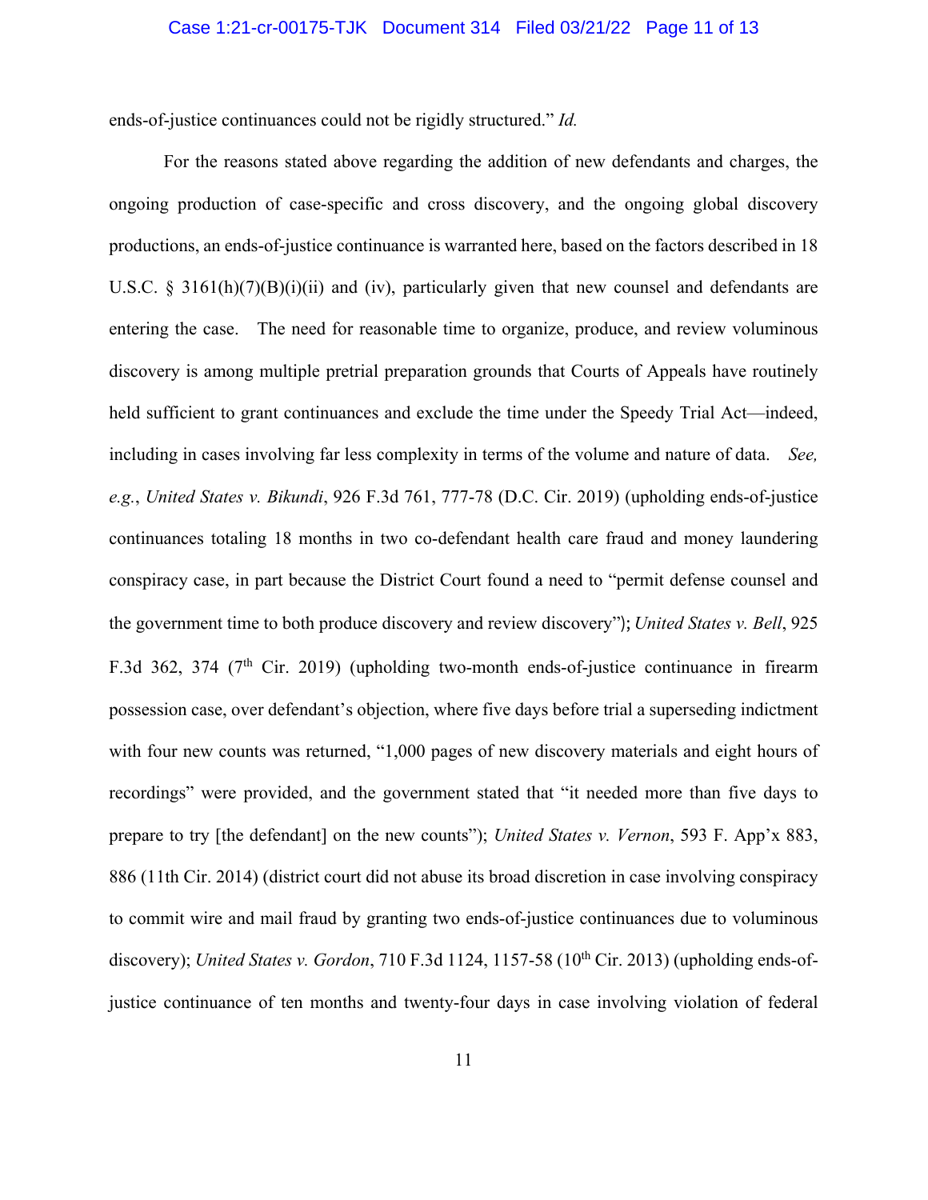ends-of-justice continuances could not be rigidly structured." *Id.*

For the reasons stated above regarding the addition of new defendants and charges, the ongoing production of case-specific and cross discovery, and the ongoing global discovery productions, an ends-of-justice continuance is warranted here, based on the factors described in 18 U.S.C. § 3161(h)(7)(B)(i)(ii) and (iv), particularly given that new counsel and defendants are entering the case. The need for reasonable time to organize, produce, and review voluminous discovery is among multiple pretrial preparation grounds that Courts of Appeals have routinely held sufficient to grant continuances and exclude the time under the Speedy Trial Act—indeed, including in cases involving far less complexity in terms of the volume and nature of data. *See, e.g.*, *United States v. Bikundi*, 926 F.3d 761, 777-78 (D.C. Cir. 2019) (upholding ends-of-justice continuances totaling 18 months in two co-defendant health care fraud and money laundering conspiracy case, in part because the District Court found a need to "permit defense counsel and the government time to both produce discovery and review discovery"); *United States v. Bell*, 925 F.3d 362, 374 (7th Cir. 2019) (upholding two-month ends-of-justice continuance in firearm possession case, over defendant's objection, where five days before trial a superseding indictment with four new counts was returned, "1,000 pages of new discovery materials and eight hours of recordings" were provided, and the government stated that "it needed more than five days to prepare to try [the defendant] on the new counts"); *United States v. Vernon*, 593 F. App'x 883, 886 (11th Cir. 2014) (district court did not abuse its broad discretion in case involving conspiracy to commit wire and mail fraud by granting two ends-of-justice continuances due to voluminous discovery); *United States v. Gordon*, 710 F.3d 1124, 1157-58 (10th Cir. 2013) (upholding ends-of-justice continuance of ten months and twenty-four days in case involving violation of federal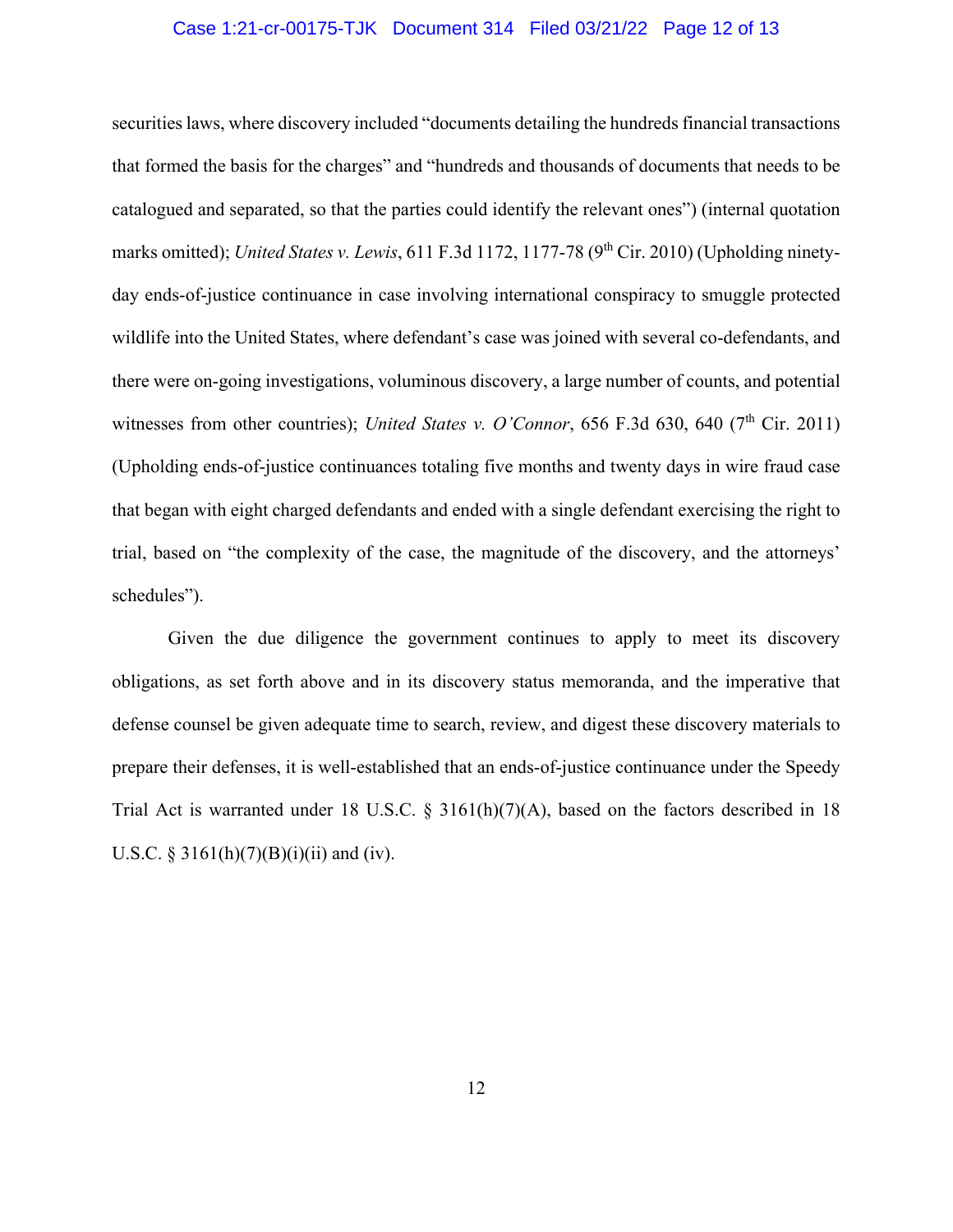securities laws, where discovery included "documents detailing the hundreds financial transactions that formed the basis for the charges" and "hundreds and thousands of documents that needs to be catalogued and separated, so that the parties could identify the relevant ones") (internal quotation marks omitted); *United States v. Lewis*, 611 F.3d 1172, 1177-78 (9th Cir. 2010) (Upholding ninety-day ends-of-justice continuance in case involving international conspiracy to smuggle protected wildlife into the United States, where defendant's case was joined with several co-defendants, and there were on-going investigations, voluminous discovery, a large number of counts, and potential witnesses from other countries); *United States v. O'Connor*, 656 F.3d 630, 640 (7th Cir. 2011) (Upholding ends-of-justice continuances totaling five months and twenty days in wire fraud case that began with eight charged defendants and ended with a single defendant exercising the right to trial, based on "the complexity of the case, the magnitude of the discovery, and the attorneys' schedules").

Given the due diligence the government continues to apply to meet its discovery obligations, as set forth above and in its discovery status memoranda, and the imperative that defense counsel be given adequate time to search, review, and digest these discovery materials to prepare their defenses, it is well-established that an ends-of-justice continuance under the Speedy Trial Act is warranted under 18 U.S.C. § 3161(h)(7)(A), based on the factors described in 18 U.S.C. § 3161(h)(7)(B)(i)(ii) and (iv).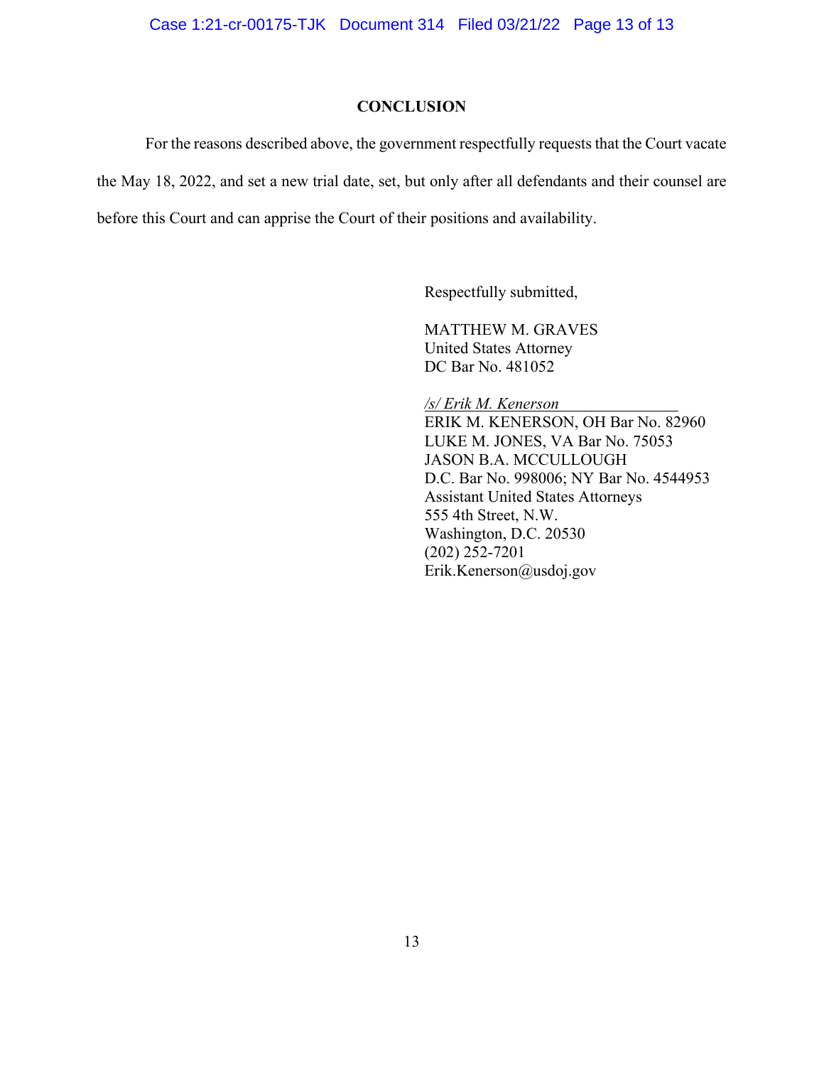## CONCLUSION

For the reasons described above, the government respectfully requests that the Court vacate the May 18, 2022, and set a new trial date, set, but only after all defendants and their counsel are before this Court and can apprise the Court of their positions and availability.

Respectfully submitted,

MATTHEW M. GRAVES
United States Attorney
DC Bar No. 481052

*/s/ Erik M. Kenerson*
ERIK M. KENERSON, OH Bar No. 82960
LUKE M. JONES, VA Bar No. 75053
JASON B.A. MCCULLOUGH
D.C. Bar No. 998006; NY Bar No. 4544953
Assistant United States Attorneys
555 4th Street, N.W.
Washington, D.C. 20530
(202) 252-7201
Erik.Kenerson@usdoj.gov